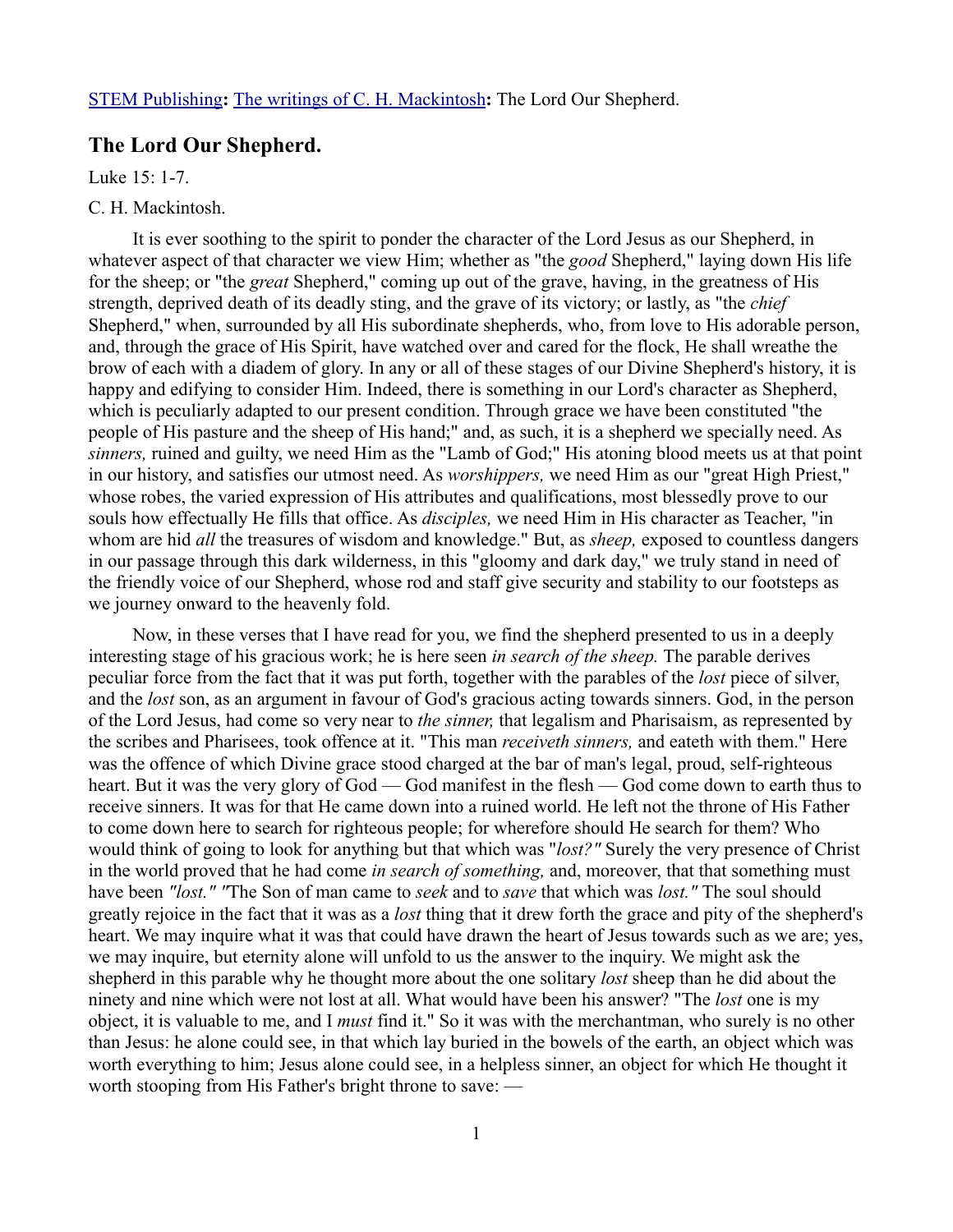STEM Publishing**:** The writings of C. H. Mackintosh**:** The Lord Our Shepherd.

## The Lord Our Shepherd.

Luke 15: 1-7.

C. H. Mackintosh.

It is ever soothing to the spirit to ponder the character of the Lord Jesus as our Shepherd, in whatever aspect of that character we view Him; whether as "the *good* Shepherd," laying down His life for the sheep; or "the *great* Shepherd," coming up out of the grave, having, in the greatness of His strength, deprived death of its deadly sting, and the grave of its victory; or lastly, as "the *chief* Shepherd," when, surrounded by all His subordinate shepherds, who, from love to His adorable person, and, through the grace of His Spirit, have watched over and cared for the flock, He shall wreathe the brow of each with a diadem of glory. In any or all of these stages of our Divine Shepherd's history, it is happy and edifying to consider Him. Indeed, there is something in our Lord's character as Shepherd, which is peculiarly adapted to our present condition. Through grace we have been constituted "the people of His pasture and the sheep of His hand;" and, as such, it is a shepherd we specially need. As *sinners,* ruined and guilty, we need Him as the "Lamb of God;" His atoning blood meets us at that point in our history, and satisfies our utmost need. As *worshippers,* we need Him as our "great High Priest," whose robes, the varied expression of His attributes and qualifications, most blessedly prove to our souls how effectually He fills that office. As *disciples,* we need Him in His character as Teacher, "in whom are hid *all* the treasures of wisdom and knowledge." But, as *sheep,* exposed to countless dangers in our passage through this dark wilderness, in this "gloomy and dark day," we truly stand in need of the friendly voice of our Shepherd, whose rod and staff give security and stability to our footsteps as we journey onward to the heavenly fold.

Now, in these verses that I have read for you, we find the shepherd presented to us in a deeply interesting stage of his gracious work; he is here seen *in search of the sheep.* The parable derives peculiar force from the fact that it was put forth, together with the parables of the *lost* piece of silver, and the *lost* son, as an argument in favour of God's gracious acting towards sinners. God, in the person of the Lord Jesus, had come so very near to *the sinner,* that legalism and Pharisaism, as represented by the scribes and Pharisees, took offence at it. "This man *receiveth sinners,* and eateth with them." Here was the offence of which Divine grace stood charged at the bar of man's legal, proud, self-righteous heart. But it was the very glory of God — God manifest in the flesh — God come down to earth thus to receive sinners. It was for that He came down into a ruined world. He left not the throne of His Father to come down here to search for righteous people; for wherefore should He search for them? Who would think of going to look for anything but that which was "*lost?"* Surely the very presence of Christ in the world proved that he had come *in search of something,* and, moreover, that that something must have been *"lost." "*The Son of man came to *seek* and to *save* that which was *lost."* The soul should greatly rejoice in the fact that it was as a *lost* thing that it drew forth the grace and pity of the shepherd's heart. We may inquire what it was that could have drawn the heart of Jesus towards such as we are; yes, we may inquire, but eternity alone will unfold to us the answer to the inquiry. We might ask the shepherd in this parable why he thought more about the one solitary *lost* sheep than he did about the ninety and nine which were not lost at all. What would have been his answer? "The *lost* one is my object, it is valuable to me, and I *must* find it." So it was with the merchantman, who surely is no other than Jesus: he alone could see, in that which lay buried in the bowels of the earth, an object which was worth everything to him; Jesus alone could see, in a helpless sinner, an object for which He thought it worth stooping from His Father's bright throne to save: —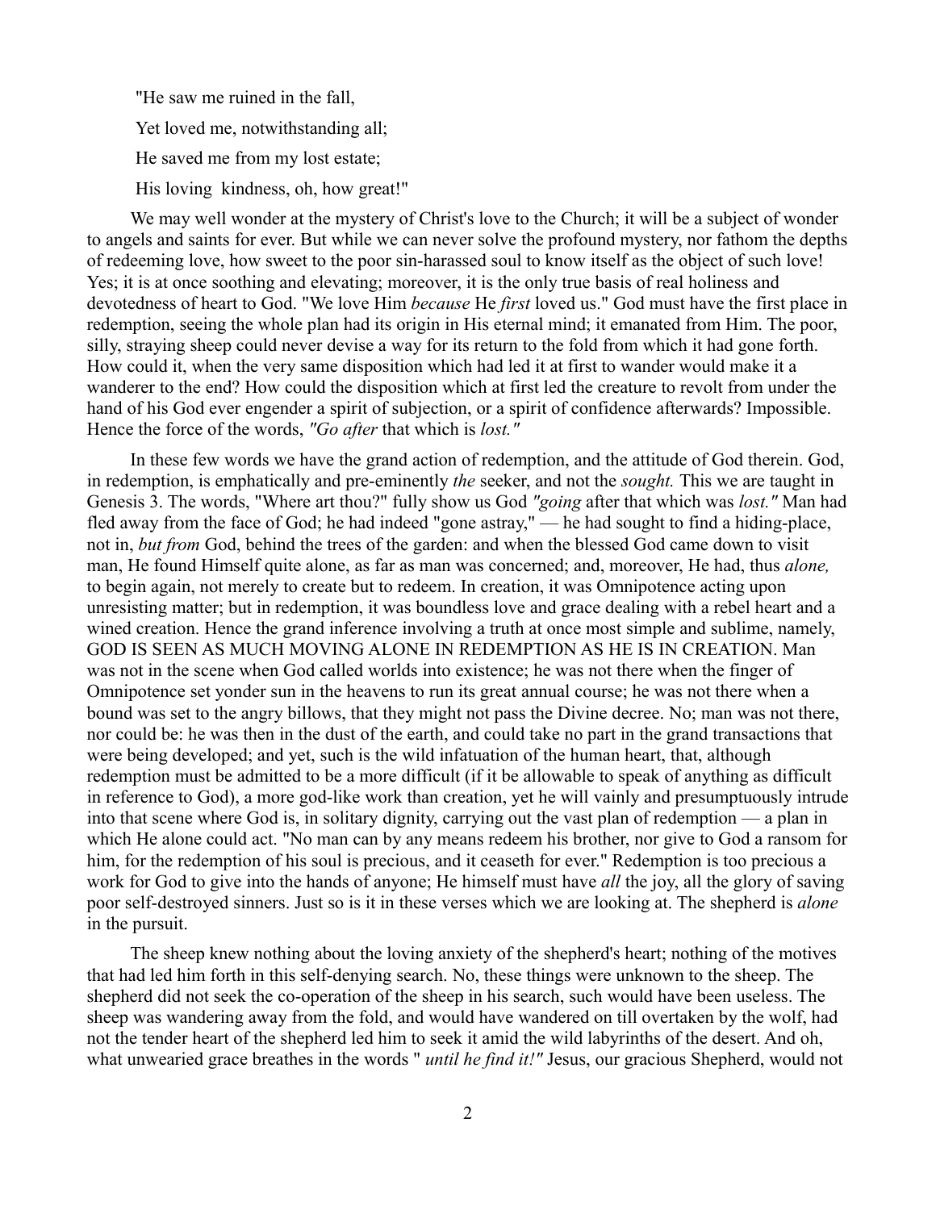"He saw me ruined in the fall,

Yet loved me, notwithstanding all;

He saved me from my lost estate;

His loving kindness, oh, how great!"

We may well wonder at the mystery of Christ's love to the Church; it will be a subject of wonder to angels and saints for ever. But while we can never solve the profound mystery, nor fathom the depths of redeeming love, how sweet to the poor sin-harassed soul to know itself as the object of such love! Yes; it is at once soothing and elevating; moreover, it is the only true basis of real holiness and devotedness of heart to God. "We love Him *because* He *first* loved us." God must have the first place in redemption, seeing the whole plan had its origin in His eternal mind; it emanated from Him. The poor, silly, straying sheep could never devise a way for its return to the fold from which it had gone forth. How could it, when the very same disposition which had led it at first to wander would make it a wanderer to the end? How could the disposition which at first led the creature to revolt from under the hand of his God ever engender a spirit of subjection, or a spirit of confidence afterwards? Impossible. Hence the force of the words, *"Go after* that which is *lost."*

In these few words we have the grand action of redemption, and the attitude of God therein. God, in redemption, is emphatically and pre-eminently *the* seeker, and not the *sought.* This we are taught in Genesis 3. The words, "Where art thou?" fully show us God *"going* after that which was *lost."* Man had fled away from the face of God; he had indeed "gone astray," — he had sought to find a hiding-place, not in, *but from* God, behind the trees of the garden: and when the blessed God came down to visit man, He found Himself quite alone, as far as man was concerned; and, moreover, He had, thus *alone,* to begin again, not merely to create but to redeem. In creation, it was Omnipotence acting upon unresisting matter; but in redemption, it was boundless love and grace dealing with a rebel heart and a wined creation. Hence the grand inference involving a truth at once most simple and sublime, namely, GOD IS SEEN AS MUCH MOVING ALONE IN REDEMPTION AS HE IS IN CREATION. Man was not in the scene when God called worlds into existence; he was not there when the finger of Omnipotence set yonder sun in the heavens to run its great annual course; he was not there when a bound was set to the angry billows, that they might not pass the Divine decree. No; man was not there, nor could be: he was then in the dust of the earth, and could take no part in the grand transactions that were being developed; and yet, such is the wild infatuation of the human heart, that, although redemption must be admitted to be a more difficult (if it be allowable to speak of anything as difficult in reference to God), a more god-like work than creation, yet he will vainly and presumptuously intrude into that scene where God is, in solitary dignity, carrying out the vast plan of redemption — a plan in which He alone could act. "No man can by any means redeem his brother, nor give to God a ransom for him, for the redemption of his soul is precious, and it ceaseth for ever." Redemption is too precious a work for God to give into the hands of anyone; He himself must have *all* the joy, all the glory of saving poor self-destroyed sinners. Just so is it in these verses which we are looking at. The shepherd is *alone* in the pursuit.

The sheep knew nothing about the loving anxiety of the shepherd's heart; nothing of the motives that had led him forth in this self-denying search. No, these things were unknown to the sheep. The shepherd did not seek the co-operation of the sheep in his search, such would have been useless. The sheep was wandering away from the fold, and would have wandered on till overtaken by the wolf, had not the tender heart of the shepherd led him to seek it amid the wild labyrinths of the desert. And oh, what unwearied grace breathes in the words " *until he find it!"* Jesus, our gracious Shepherd, would not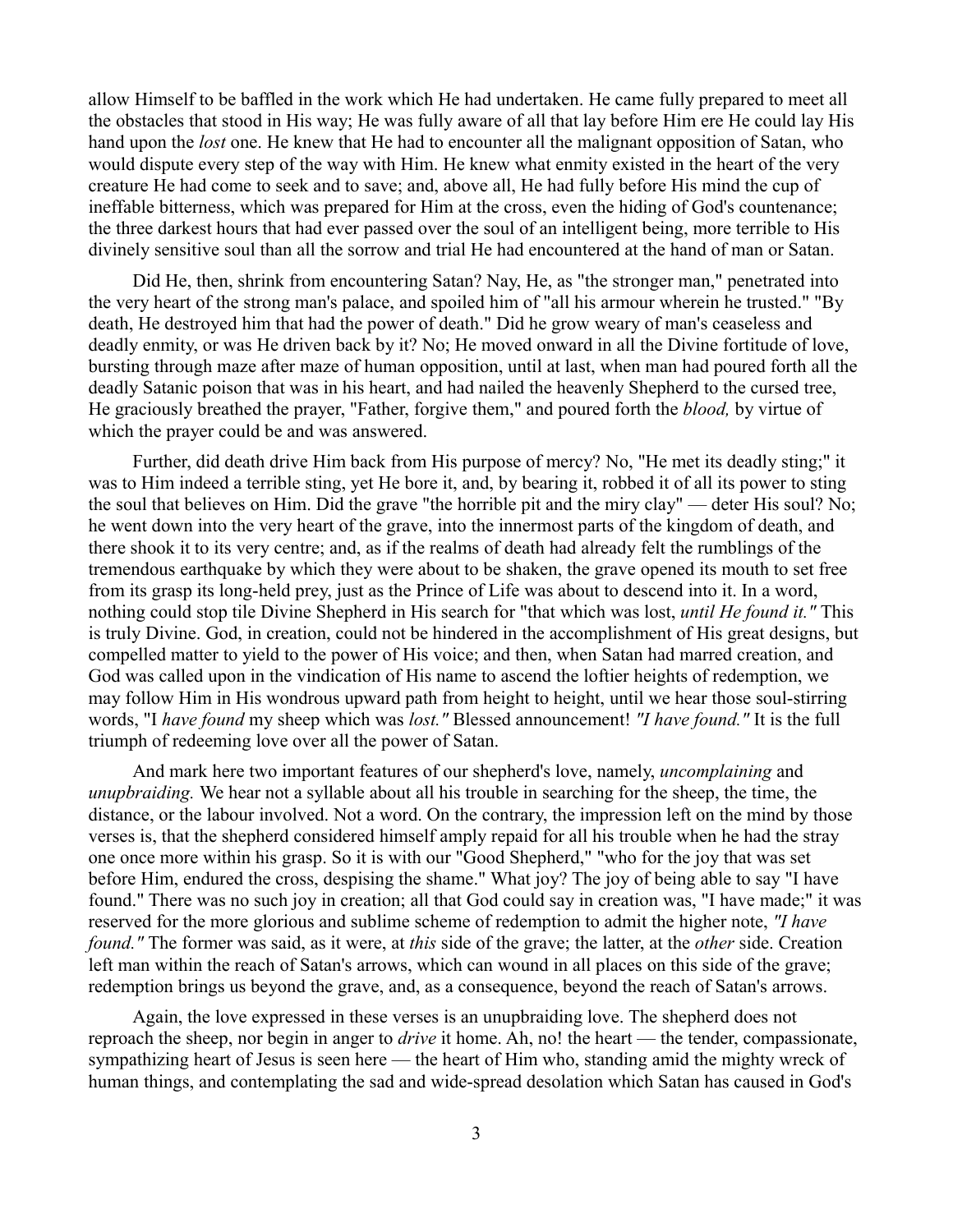allow Himself to be baffled in the work which He had undertaken. He came fully prepared to meet all the obstacles that stood in His way; He was fully aware of all that lay before Him ere He could lay His hand upon the *lost* one. He knew that He had to encounter all the malignant opposition of Satan, who would dispute every step of the way with Him. He knew what enmity existed in the heart of the very creature He had come to seek and to save; and, above all, He had fully before His mind the cup of ineffable bitterness, which was prepared for Him at the cross, even the hiding of God's countenance; the three darkest hours that had ever passed over the soul of an intelligent being, more terrible to His divinely sensitive soul than all the sorrow and trial He had encountered at the hand of man or Satan.

Did He, then, shrink from encountering Satan? Nay, He, as "the stronger man," penetrated into the very heart of the strong man's palace, and spoiled him of "all his armour wherein he trusted." "By death, He destroyed him that had the power of death." Did he grow weary of man's ceaseless and deadly enmity, or was He driven back by it? No; He moved onward in all the Divine fortitude of love, bursting through maze after maze of human opposition, until at last, when man had poured forth all the deadly Satanic poison that was in his heart, and had nailed the heavenly Shepherd to the cursed tree, He graciously breathed the prayer, "Father, forgive them," and poured forth the *blood,* by virtue of which the prayer could be and was answered.

Further, did death drive Him back from His purpose of mercy? No, "He met its deadly sting;" it was to Him indeed a terrible sting, yet He bore it, and, by bearing it, robbed it of all its power to sting the soul that believes on Him. Did the grave "the horrible pit and the miry clay" — deter His soul? No; he went down into the very heart of the grave, into the innermost parts of the kingdom of death, and there shook it to its very centre; and, as if the realms of death had already felt the rumblings of the tremendous earthquake by which they were about to be shaken, the grave opened its mouth to set free from its grasp its long-held prey, just as the Prince of Life was about to descend into it. In a word, nothing could stop tile Divine Shepherd in His search for "that which was lost, *until He found it."* This is truly Divine. God, in creation, could not be hindered in the accomplishment of His great designs, but compelled matter to yield to the power of His voice; and then, when Satan had marred creation, and God was called upon in the vindication of His name to ascend the loftier heights of redemption, we may follow Him in His wondrous upward path from height to height, until we hear those soul-stirring words, "I *have found* my sheep which was *lost."* Blessed announcement! *"I have found."* It is the full triumph of redeeming love over all the power of Satan.

And mark here two important features of our shepherd's love, namely, *uncomplaining* and *unupbraiding.* We hear not a syllable about all his trouble in searching for the sheep, the time, the distance, or the labour involved. Not a word. On the contrary, the impression left on the mind by those verses is, that the shepherd considered himself amply repaid for all his trouble when he had the stray one once more within his grasp. So it is with our "Good Shepherd," "who for the joy that was set before Him, endured the cross, despising the shame." What joy? The joy of being able to say "I have found." There was no such joy in creation; all that God could say in creation was, "I have made;" it was reserved for the more glorious and sublime scheme of redemption to admit the higher note, *"I have found."* The former was said, as it were, at *this* side of the grave; the latter, at the *other* side. Creation left man within the reach of Satan's arrows, which can wound in all places on this side of the grave; redemption brings us beyond the grave, and, as a consequence, beyond the reach of Satan's arrows.

Again, the love expressed in these verses is an unupbraiding love. The shepherd does not reproach the sheep, nor begin in anger to *drive* it home. Ah, no! the heart — the tender, compassionate, sympathizing heart of Jesus is seen here — the heart of Him who, standing amid the mighty wreck of human things, and contemplating the sad and wide-spread desolation which Satan has caused in God's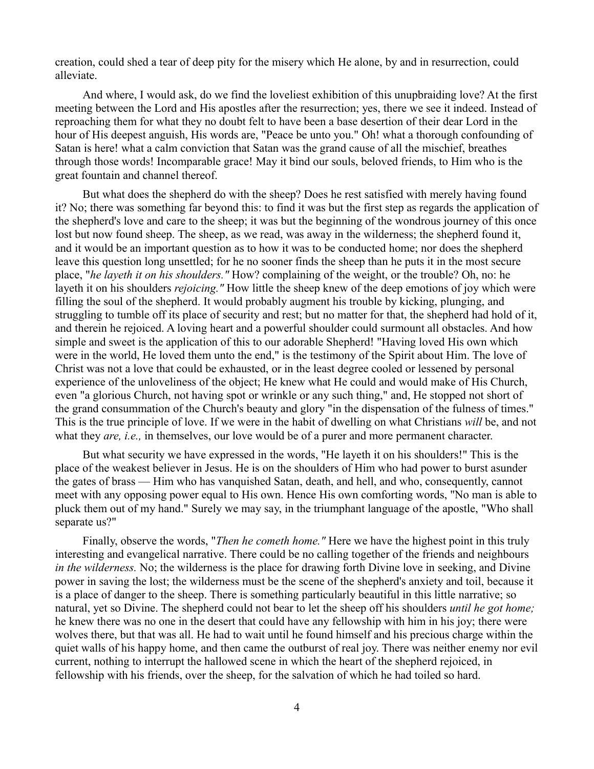creation, could shed a tear of deep pity for the misery which He alone, by and in resurrection, could alleviate.

And where, I would ask, do we find the loveliest exhibition of this unupbraiding love? At the first meeting between the Lord and His apostles after the resurrection; yes, there we see it indeed. Instead of reproaching them for what they no doubt felt to have been a base desertion of their dear Lord in the hour of His deepest anguish, His words are, "Peace be unto you." Oh! what a thorough confounding of Satan is here! what a calm conviction that Satan was the grand cause of all the mischief, breathes through those words! Incomparable grace! May it bind our souls, beloved friends, to Him who is the great fountain and channel thereof.

But what does the shepherd do with the sheep? Does he rest satisfied with merely having found it? No; there was something far beyond this: to find it was but the first step as regards the application of the shepherd's love and care to the sheep; it was but the beginning of the wondrous journey of this once lost but now found sheep. The sheep, as we read, was away in the wilderness; the shepherd found it, and it would be an important question as to how it was to be conducted home; nor does the shepherd leave this question long unsettled; for he no sooner finds the sheep than he puts it in the most secure place, "*he layeth it on his shoulders."* How? complaining of the weight, or the trouble? Oh, no: he layeth it on his shoulders *rejoicing."* How little the sheep knew of the deep emotions of joy which were filling the soul of the shepherd. It would probably augment his trouble by kicking, plunging, and struggling to tumble off its place of security and rest; but no matter for that, the shepherd had hold of it, and therein he rejoiced. A loving heart and a powerful shoulder could surmount all obstacles. And how simple and sweet is the application of this to our adorable Shepherd! "Having loved His own which were in the world, He loved them unto the end," is the testimony of the Spirit about Him. The love of Christ was not a love that could be exhausted, or in the least degree cooled or lessened by personal experience of the unloveliness of the object; He knew what He could and would make of His Church, even "a glorious Church, not having spot or wrinkle or any such thing," and, He stopped not short of the grand consummation of the Church's beauty and glory "in the dispensation of the fulness of times." This is the true principle of love. If we were in the habit of dwelling on what Christians *will* be, and not what they *are, i.e.,* in themselves, our love would be of a purer and more permanent character.

But what security we have expressed in the words, "He layeth it on his shoulders!" This is the place of the weakest believer in Jesus. He is on the shoulders of Him who had power to burst asunder the gates of brass — Him who has vanquished Satan, death, and hell, and who, consequently, cannot meet with any opposing power equal to His own. Hence His own comforting words, "No man is able to pluck them out of my hand." Surely we may say, in the triumphant language of the apostle, "Who shall separate us?"

Finally, observe the words, "*Then he cometh home."* Here we have the highest point in this truly interesting and evangelical narrative. There could be no calling together of the friends and neighbours *in the wilderness.* No; the wilderness is the place for drawing forth Divine love in seeking, and Divine power in saving the lost; the wilderness must be the scene of the shepherd's anxiety and toil, because it is a place of danger to the sheep. There is something particularly beautiful in this little narrative; so natural, yet so Divine. The shepherd could not bear to let the sheep off his shoulders *until he got home;* he knew there was no one in the desert that could have any fellowship with him in his joy; there were wolves there, but that was all. He had to wait until he found himself and his precious charge within the quiet walls of his happy home, and then came the outburst of real joy. There was neither enemy nor evil current, nothing to interrupt the hallowed scene in which the heart of the shepherd rejoiced, in fellowship with his friends, over the sheep, for the salvation of which he had toiled so hard.